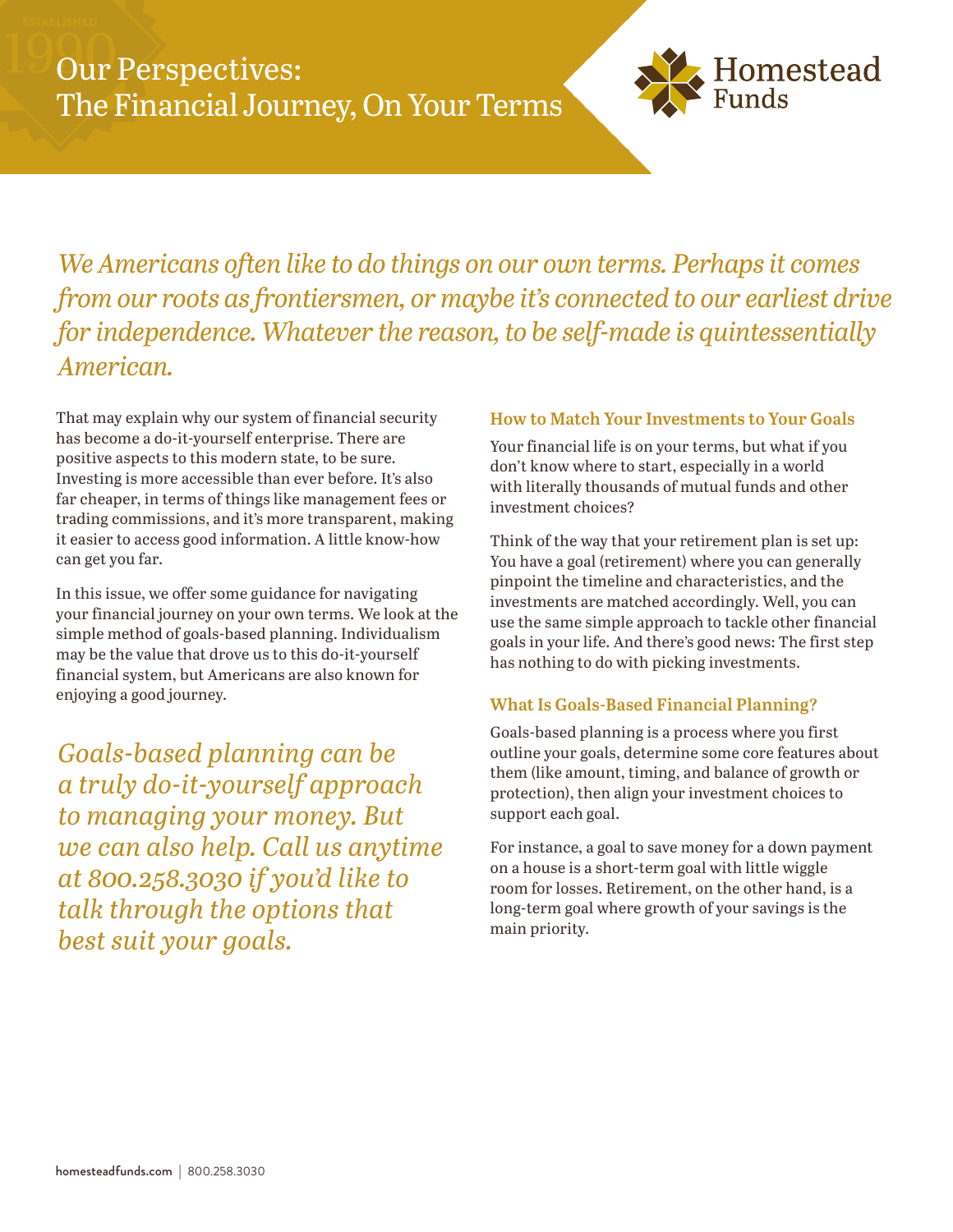# Our Perspectives: The Financial Journey, On Your Terms

*We Americans often like to do things on our own terms. Perhaps it comes from our roots as frontiersmen, or maybe it's connected to our earliest drive for independence. Whatever the reason, to be self-made is quintessentially American.*

That may explain why our system of financial security has become a do-it-yourself enterprise. There are positive aspects to this modern state, to be sure. Investing is more accessible than ever before. It's also far cheaper, in terms of things like management fees or trading commissions, and it's more transparent, making it easier to access good information. A little know-how can get you far.

In this issue, we offer some guidance for navigating your financial journey on your own terms. We look at the simple method of goals-based planning. Individualism may be the value that drove us to this do-it-yourself financial system, but Americans are also known for enjoying a good journey.

*Goals-based planning can be a truly do-it-yourself approach to managing your money. But we can also help. Call us anytime at 800.258.3030 if you'd like to talk through the options that best suit your goals.*

### How to Match Your Investments to Your Goals

Your financial life is on your terms, but what if you don't know where to start, especially in a world with literally thousands of mutual funds and other investment choices?

Think of the way that your retirement plan is set up: You have a goal (retirement) where you can generally pinpoint the timeline and characteristics, and the investments are matched accordingly. Well, you can use the same simple approach to tackle other financial goals in your life. And there's good news: The first step has nothing to do with picking investments.

### What Is Goals-Based Financial Planning?

Goals-based planning is a process where you first outline your goals, determine some core features about them (like amount, timing, and balance of growth or protection), then align your investment choices to support each goal.

For instance, a goal to save money for a down payment on a house is a short-term goal with little wiggle room for losses. Retirement, on the other hand, is a long-term goal where growth of your savings is the main priority.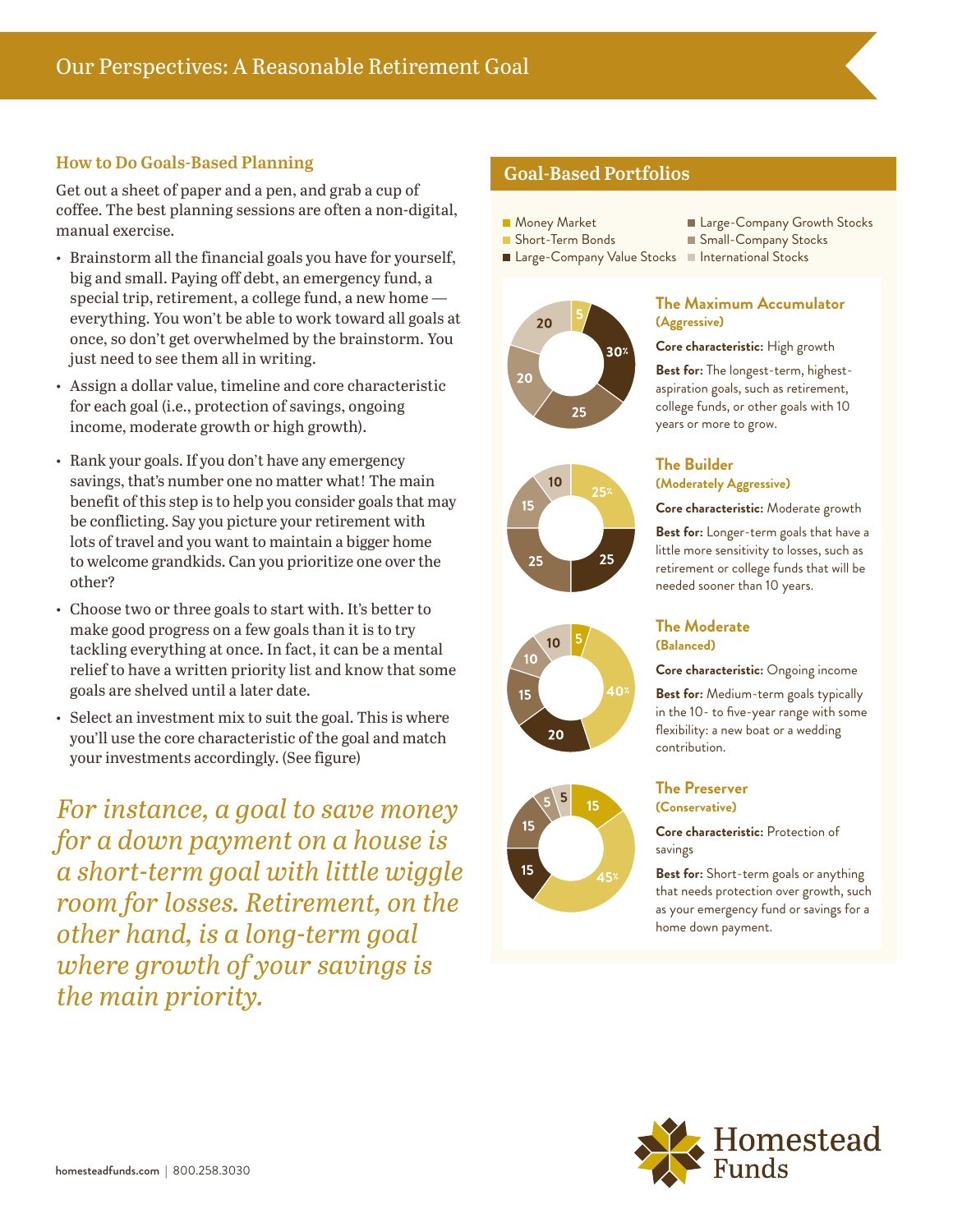# Our Perspectives: A Reasonable Retirement Goal

## How to Do Goals-Based Planning

Get out a sheet of paper and a pen, and grab a cup of coffee. The best planning sessions are often a non-digital, manual exercise.

- Brainstorm all the financial goals you have for yourself, big and small. Paying off debt, an emergency fund, a special trip, retirement, a college fund, a new home — everything. You won't be able to work toward all goals at once, so don't get overwhelmed by the brainstorm. You just need to see them all in writing.
- Assign a dollar value, timeline and core characteristic for each goal (i.e., protection of savings, ongoing income, moderate growth or high growth).
- Rank your goals. If you don't have any emergency savings, that's number one no matter what! The main benefit of this step is to help you consider goals that may be conflicting. Say you picture your retirement with lots of travel and you want to maintain a bigger home to welcome grandkids. Can you prioritize one over the other?
- Choose two or three goals to start with. It's better to make good progress on a few goals than it is to try tackling everything at once. In fact, it can be a mental relief to have a written priority list and know that some goals are shelved until a later date.
- Select an investment mix to suit the goal. This is where you'll use the core characteristic of the goal and match your investments accordingly. (See figure)

*For instance, a goal to save money for a down payment on a house is a short-term goal with little wiggle room for losses. Retirement, on the other hand, is a long-term goal where growth of your savings is the main priority.*

## Goal-Based Portfolios

| Asset Class | The Maximum Accumulator | The Builder | The Moderate | The Preserver |
|---|---|---|---|---|
| Money Market | 5% | – | 5% | 15% |
| Short-Term Bonds | – | 25% | 40% | 45% |
| Large-Company Value Stocks | 30% | 25% | 20% | 15% |
| Large-Company Growth Stocks | 25% | 25% | 15% | 15% |
| Small-Company Stocks | 20% | 15% | 10% | 5% |
| International Stocks | 20% | 10% | 10% | 5% |

### The Maximum Accumulator (Aggressive)

**Core characteristic:** High growth

**Best for:** The longest-term, highest-aspiration goals, such as retirement, college funds, or other goals with 10 years or more to grow.

### The Builder (Moderately Aggressive)

**Core characteristic:** Moderate growth

**Best for:** Longer-term goals that have a little more sensitivity to losses, such as retirement or college funds that will be needed sooner than 10 years.

### The Moderate (Balanced)

**Core characteristic:** Ongoing income

**Best for:** Medium-term goals typically in the 10- to five-year range with some flexibility: a new boat or a wedding contribution.

### The Preserver (Conservative)

**Core characteristic:** Protection of savings

**Best for:** Short-term goals or anything that needs protection over growth, such as your emergency fund or savings for a home down payment.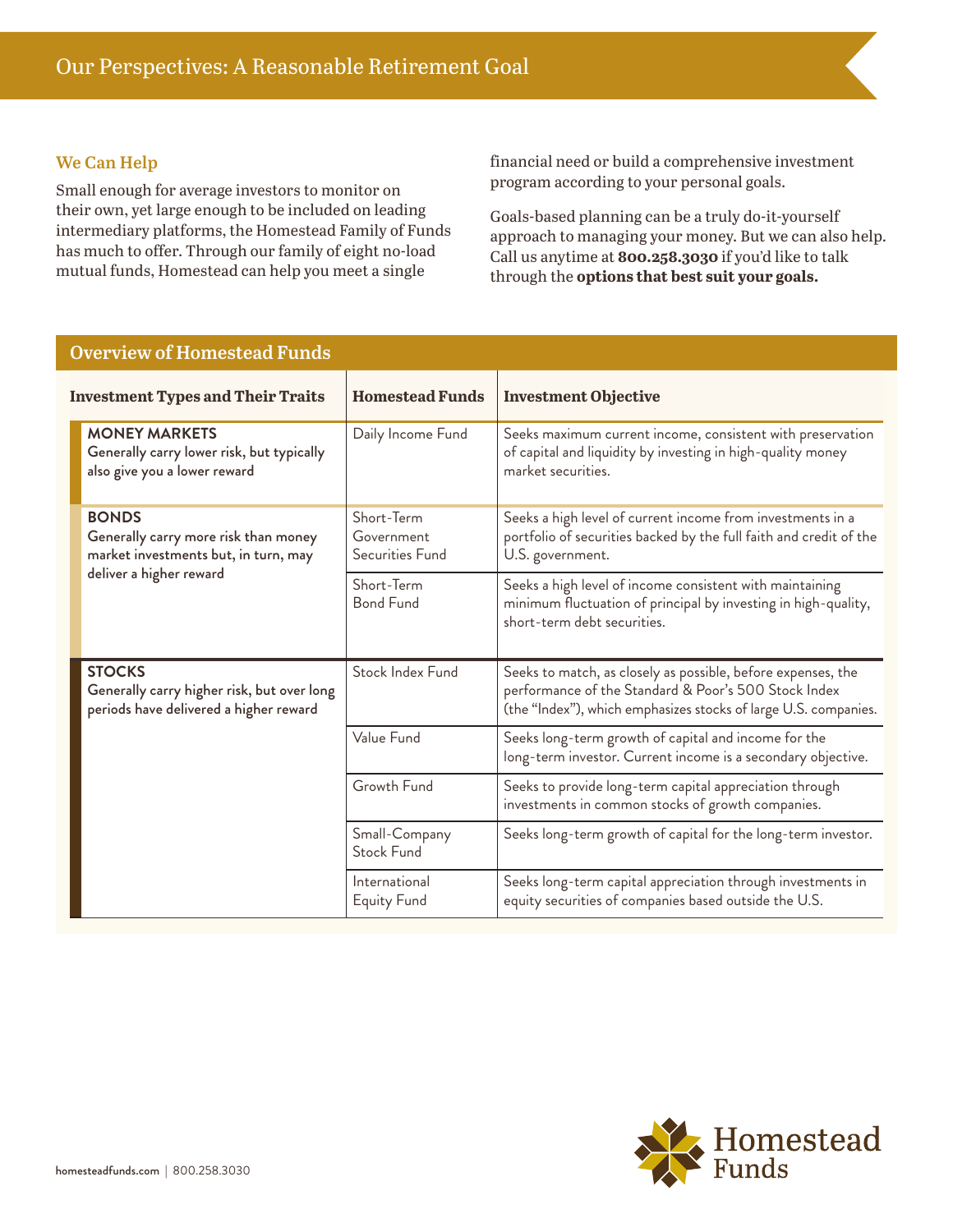# Our Perspectives: A Reasonable Retirement Goal

## We Can Help

Small enough for average investors to monitor on their own, yet large enough to be included on leading intermediary platforms, the Homestead Family of Funds has much to offer. Through our family of eight no-load mutual funds, Homestead can help you meet a single financial need or build a comprehensive investment program according to your personal goals.

Goals-based planning can be a truly do-it-yourself approach to managing your money. But we can also help. Call us anytime at **800.258.3030** if you'd like to talk through the **options that best suit your goals.**

## Overview of Homestead Funds

| Investment Types and Their Traits | Homestead Funds | Investment Objective |
|---|---|---|
| **MONEY MARKETS** Generally carry lower risk, but typically also give you a lower reward | Daily Income Fund | Seeks maximum current income, consistent with preservation of capital and liquidity by investing in high-quality money market securities. |
| **BONDS** Generally carry more risk than money market investments but, in turn, may deliver a higher reward | Short-Term Government Securities Fund | Seeks a high level of current income from investments in a portfolio of securities backed by the full faith and credit of the U.S. government. |
| | Short-Term Bond Fund | Seeks a high level of income consistent with maintaining minimum fluctuation of principal by investing in high-quality, short-term debt securities. |
| **STOCKS** Generally carry higher risk, but over long periods have delivered a higher reward | Stock Index Fund | Seeks to match, as closely as possible, before expenses, the performance of the Standard & Poor's 500 Stock Index (the "Index"), which emphasizes stocks of large U.S. companies. |
| | Value Fund | Seeks long-term growth of capital and income for the long-term investor. Current income is a secondary objective. |
| | Growth Fund | Seeks to provide long-term capital appreciation through investments in common stocks of growth companies. |
| | Small-Company Stock Fund | Seeks long-term growth of capital for the long-term investor. |
| | International Equity Fund | Seeks long-term capital appreciation through investments in equity securities of companies based outside the U.S. |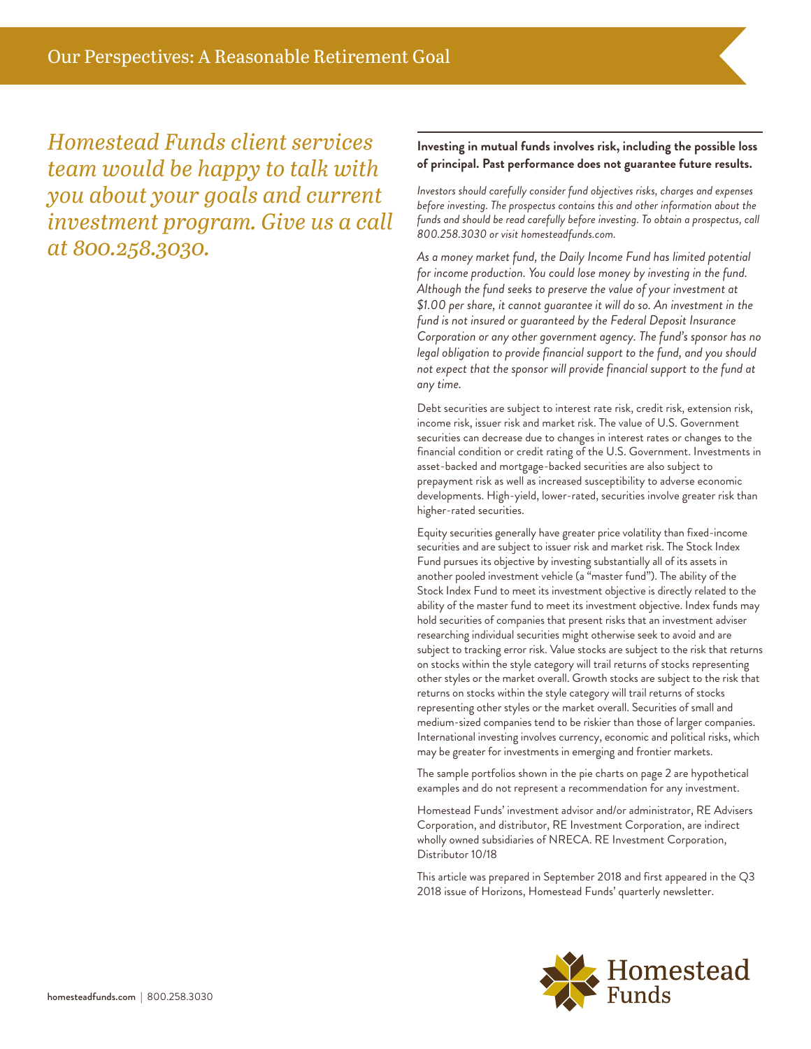*Homestead Funds client services team would be happy to talk with you about your goals and current investment program. Give us a call at 800.258.3030.*

**Investing in mutual funds involves risk, including the possible loss of principal. Past performance does not guarantee future results.**

*Investors should carefully consider fund objectives risks, charges and expenses before investing. The prospectus contains this and other information about the funds and should be read carefully before investing. To obtain a prospectus, call 800.258.3030 or visit homesteadfunds.com.*

*As a money market fund, the Daily Income Fund has limited potential for income production. You could lose money by investing in the fund. Although the fund seeks to preserve the value of your investment at $1.00 per share, it cannot guarantee it will do so. An investment in the fund is not insured or guaranteed by the Federal Deposit Insurance Corporation or any other government agency. The fund's sponsor has no legal obligation to provide financial support to the fund, and you should not expect that the sponsor will provide financial support to the fund at any time.*

Debt securities are subject to interest rate risk, credit risk, extension risk, income risk, issuer risk and market risk. The value of U.S. Government securities can decrease due to changes in interest rates or changes to the financial condition or credit rating of the U.S. Government. Investments in asset-backed and mortgage-backed securities are also subject to prepayment risk as well as increased susceptibility to adverse economic developments. High-yield, lower-rated, securities involve greater risk than higher-rated securities.

Equity securities generally have greater price volatility than fixed-income securities and are subject to issuer risk and market risk. The Stock Index Fund pursues its objective by investing substantially all of its assets in another pooled investment vehicle (a "master fund"). The ability of the Stock Index Fund to meet its investment objective is directly related to the ability of the master fund to meet its investment objective. Index funds may hold securities of companies that present risks that an investment adviser researching individual securities might otherwise seek to avoid and are subject to tracking error risk. Value stocks are subject to the risk that returns on stocks within the style category will trail returns of stocks representing other styles or the market overall. Growth stocks are subject to the risk that returns on stocks within the style category will trail returns of stocks representing other styles or the market overall. Securities of small and medium-sized companies tend to be riskier than those of larger companies. International investing involves currency, economic and political risks, which may be greater for investments in emerging and frontier markets.

The sample portfolios shown in the pie charts on page 2 are hypothetical examples and do not represent a recommendation for any investment.

Homestead Funds' investment advisor and/or administrator, RE Advisers Corporation, and distributor, RE Investment Corporation, are indirect wholly owned subsidiaries of NRECA. RE Investment Corporation, Distributor 10/18

This article was prepared in September 2018 and first appeared in the Q3 2018 issue of Horizons, Homestead Funds' quarterly newsletter.

Homestead Funds